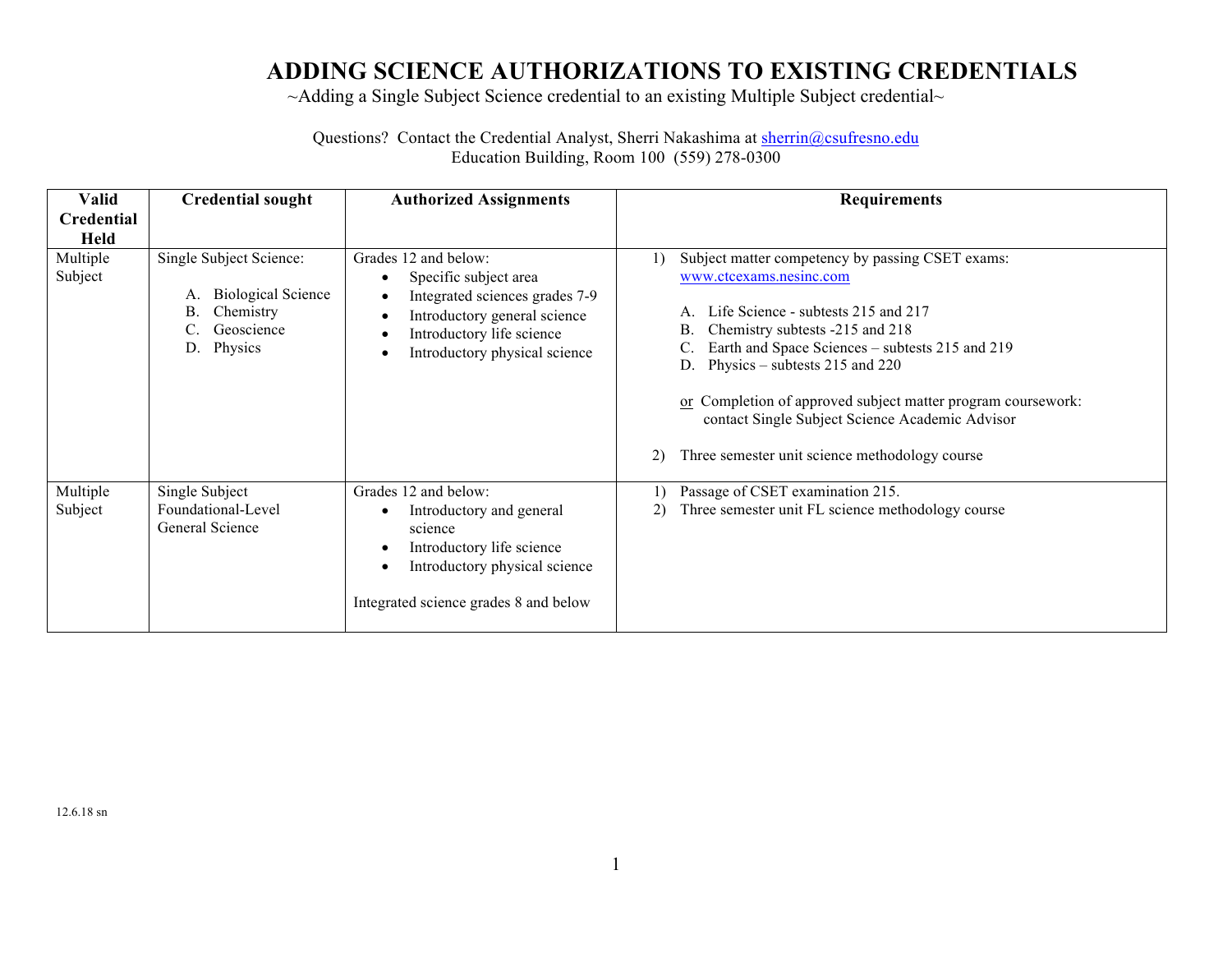# ADDING SCIENCE AUTHORIZATIONS TO EXISTING CREDENTIALS

~Adding a Single Subject Science credential to an existing Multiple Subject credential~

Questions? Contact the Credential Analyst, Sherri Nakashima at sherrin@csufresno.edu
Education Building, Room 100 (559) 278-0300

| Valid Credential Held | Credential sought | Authorized Assignments | Requirements |
|---|---|---|---|
| Multiple Subject | Single Subject Science:<br><br>A. Biological Science<br>B. Chemistry<br>C. Geoscience<br>D. Physics | Grades 12 and below:<br>• Specific subject area<br>• Integrated sciences grades 7-9<br>• Introductory general science<br>• Introductory life science<br>• Introductory physical science | 1) Subject matter competency by passing CSET exams: www.ctcexams.nesinc.com<br><br>A. Life Science - subtests 215 and 217<br>B. Chemistry subtests -215 and 218<br>C. Earth and Space Sciences – subtests 215 and 219<br>D. Physics – subtests 215 and 220<br><br>or Completion of approved subject matter program coursework: contact Single Subject Science Academic Advisor<br><br>2) Three semester unit science methodology course |
| Multiple Subject | Single Subject Foundational-Level General Science | Grades 12 and below:<br>• Introductory and general science<br>• Introductory life science<br>• Introductory physical science<br><br>Integrated science grades 8 and below | 1) Passage of CSET examination 215.<br>2) Three semester unit FL science methodology course |

12.6.18 sn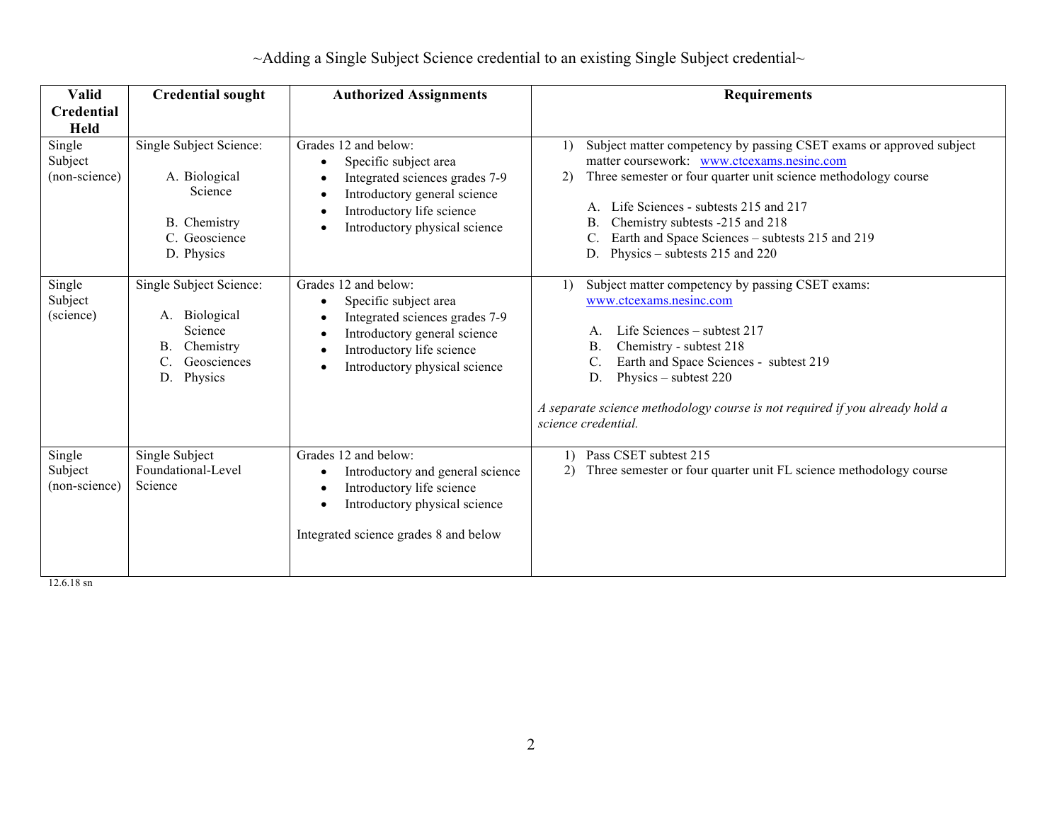~Adding a Single Subject Science credential to an existing Single Subject credential~

| Valid Credential Held | Credential sought | Authorized Assignments | Requirements |
|---|---|---|---|
| Single Subject (non-science) | Single Subject Science:<br><br>A. Biological Science<br><br>B. Chemistry<br>C. Geoscience<br>D. Physics | Grades 12 and below:<br>• Specific subject area<br>• Integrated sciences grades 7-9<br>• Introductory general science<br>• Introductory life science<br>• Introductory physical science | 1) Subject matter competency by passing CSET exams or approved subject matter coursework: www.ctcexams.nesinc.com<br>2) Three semester or four quarter unit science methodology course<br><br>A. Life Sciences - subtests 215 and 217<br>B. Chemistry subtests -215 and 218<br>C. Earth and Space Sciences – subtests 215 and 219<br>D. Physics – subtests 215 and 220 |
| Single Subject (science) | Single Subject Science:<br><br>A. Biological Science<br>B. Chemistry<br>C. Geosciences<br>D. Physics | Grades 12 and below:<br>• Specific subject area<br>• Integrated sciences grades 7-9<br>• Introductory general science<br>• Introductory life science<br>• Introductory physical science | 1) Subject matter competency by passing CSET exams: www.ctcexams.nesinc.com<br><br>A. Life Sciences – subtest 217<br>B. Chemistry - subtest 218<br>C. Earth and Space Sciences - subtest 219<br>D. Physics – subtest 220<br><br>*A separate science methodology course is not required if you already hold a science credential.* |
| Single Subject (non-science) | Single Subject Foundational-Level Science | Grades 12 and below:<br>• Introductory and general science<br>• Introductory life science<br>• Introductory physical science<br><br>Integrated science grades 8 and below | 1) Pass CSET subtest 215<br>2) Three semester or four quarter unit FL science methodology course |

12.6.18 sn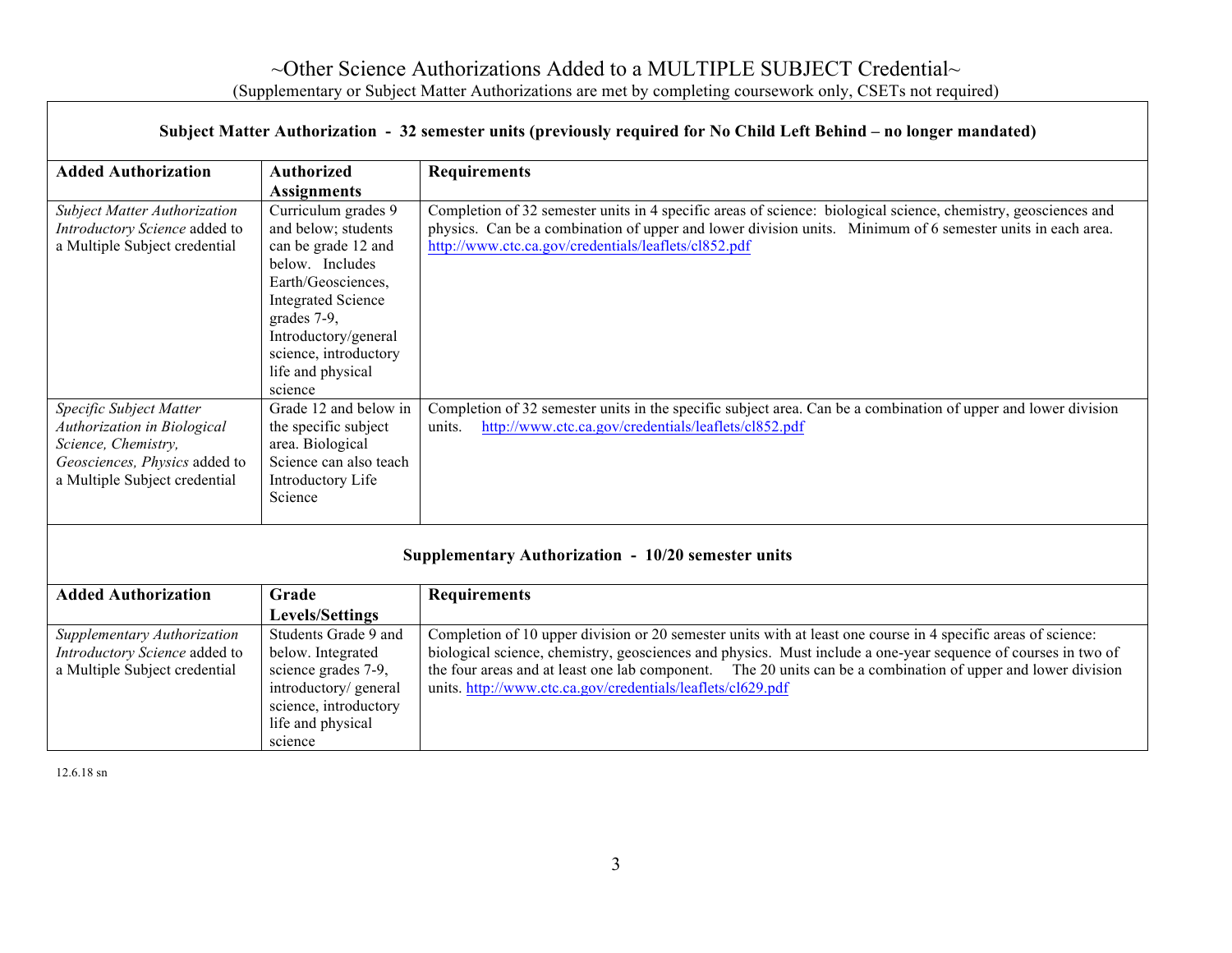# ~Other Science Authorizations Added to a MULTIPLE SUBJECT Credential~

(Supplementary or Subject Matter Authorizations are met by completing coursework only, CSETs not required)

### Subject Matter Authorization - 32 semester units (previously required for No Child Left Behind – no longer mandated)

| Added Authorization | Authorized Assignments | Requirements |
|---|---|---|
| *Subject Matter Authorization Introductory Science* added to a Multiple Subject credential | Curriculum grades 9 and below; students can be grade 12 and below. Includes Earth/Geosciences, Integrated Science grades 7-9, Introductory/general science, introductory life and physical science | Completion of 32 semester units in 4 specific areas of science: biological science, chemistry, geosciences and physics. Can be a combination of upper and lower division units. Minimum of 6 semester units in each area. http://www.ctc.ca.gov/credentials/leaflets/cl852.pdf |
| *Specific Subject Matter Authorization in Biological Science, Chemistry, Geosciences, Physics* added to a Multiple Subject credential | Grade 12 and below in the specific subject area. Biological Science can also teach Introductory Life Science | Completion of 32 semester units in the specific subject area. Can be a combination of upper and lower division units. http://www.ctc.ca.gov/credentials/leaflets/cl852.pdf |

### Supplementary Authorization - 10/20 semester units

| Added Authorization | Grade Levels/Settings | Requirements |
|---|---|---|
| *Supplementary Authorization Introductory Science* added to a Multiple Subject credential | Students Grade 9 and below. Integrated science grades 7-9, introductory/ general science, introductory life and physical science | Completion of 10 upper division or 20 semester units with at least one course in 4 specific areas of science: biological science, chemistry, geosciences and physics. Must include a one-year sequence of courses in two of the four areas and at least one lab component. The 20 units can be a combination of upper and lower division units. http://www.ctc.ca.gov/credentials/leaflets/cl629.pdf |

12.6.18 sn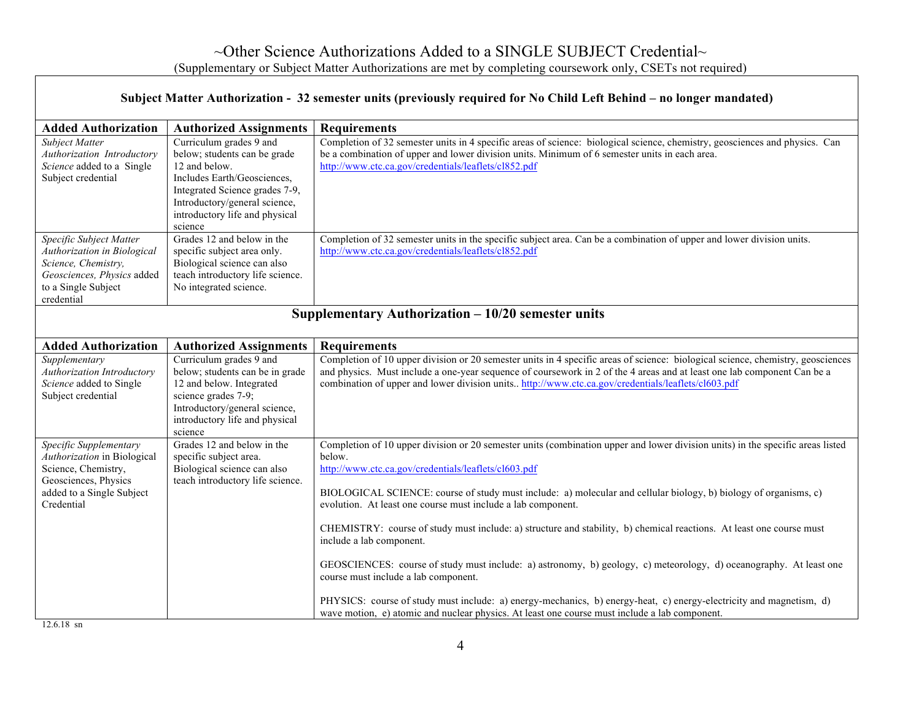# ~Other Science Authorizations Added to a SINGLE SUBJECT Credential~

(Supplementary or Subject Matter Authorizations are met by completing coursework only, CSETs not required)

**Subject Matter Authorization - 32 semester units (previously required for No Child Left Behind – no longer mandated)**

| Added Authorization | Authorized Assignments | Requirements |
|---|---|---|
| *Subject Matter Authorization Introductory Science* added to a Single Subject credential | Curriculum grades 9 and below; students can be grade 12 and below. Includes Earth/Geosciences, Integrated Science grades 7-9, Introductory/general science, introductory life and physical science | Completion of 32 semester units in 4 specific areas of science: biological science, chemistry, geosciences and physics. Can be a combination of upper and lower division units. Minimum of 6 semester units in each area. http://www.ctc.ca.gov/credentials/leaflets/cl852.pdf |
| *Specific Subject Matter Authorization in Biological Science, Chemistry, Geosciences, Physics* added to a Single Subject credential | Grades 12 and below in the specific subject area only. Biological science can also teach introductory life science. No integrated science. | Completion of 32 semester units in the specific subject area. Can be a combination of upper and lower division units. http://www.ctc.ca.gov/credentials/leaflets/cl852.pdf |

**Supplementary Authorization – 10/20 semester units**

| Added Authorization | Authorized Assignments | Requirements |
|---|---|---|
| *Supplementary Authorization Introductory Science* added to Single Subject credential | Curriculum grades 9 and below; students can be in grade 12 and below. Integrated science grades 7-9; Introductory/general science, introductory life and physical science | Completion of 10 upper division or 20 semester units in 4 specific areas of science: biological science, chemistry, geosciences and physics. Must include a one-year sequence of coursework in 2 of the 4 areas and at least one lab component Can be a combination of upper and lower division units.. http://www.ctc.ca.gov/credentials/leaflets/cl603.pdf |
| *Specific Supplementary Authorization* in Biological Science, Chemistry, Geosciences, Physics added to a Single Subject Credential | Grades 12 and below in the specific subject area. Biological science can also teach introductory life science. | Completion of 10 upper division or 20 semester units (combination upper and lower division units) in the specific areas listed below. http://www.ctc.ca.gov/credentials/leaflets/cl603.pdf<br><br>BIOLOGICAL SCIENCE: course of study must include: a) molecular and cellular biology, b) biology of organisms, c) evolution. At least one course must include a lab component.<br><br>CHEMISTRY: course of study must include: a) structure and stability, b) chemical reactions. At least one course must include a lab component.<br><br>GEOSCIENCES: course of study must include: a) astronomy, b) geology, c) meteorology, d) oceanography. At least one course must include a lab component.<br><br>PHYSICS: course of study must include: a) energy-mechanics, b) energy-heat, c) energy-electricity and magnetism, d) wave motion, e) atomic and nuclear physics. At least one course must include a lab component. |

12.6.18 sn